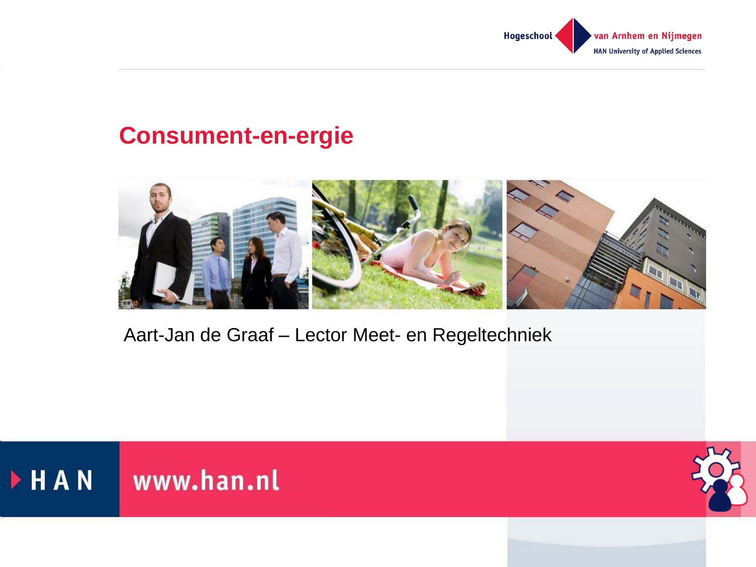# Consument-en-ergie

Aart-Jan de Graaf – Lector Meet- en Regeltechniek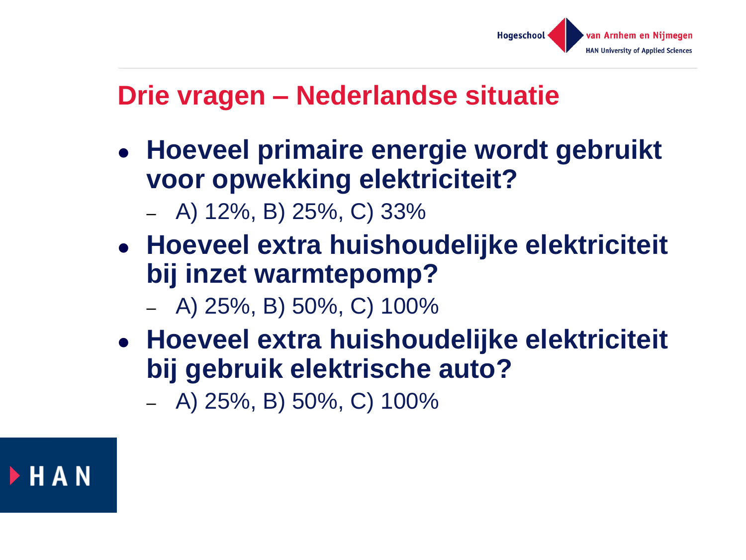# Drie vragen – Nederlandse situatie

- **Hoeveel primaire energie wordt gebruikt voor opwekking elektriciteit?**
  - A) 12%, B) 25%, C) 33%
- **Hoeveel extra huishoudelijke elektriciteit bij inzet warmtepomp?**
  - A) 25%, B) 50%, C) 100%
- **Hoeveel extra huishoudelijke elektriciteit bij gebruik elektrische auto?**
  - A) 25%, B) 50%, C) 100%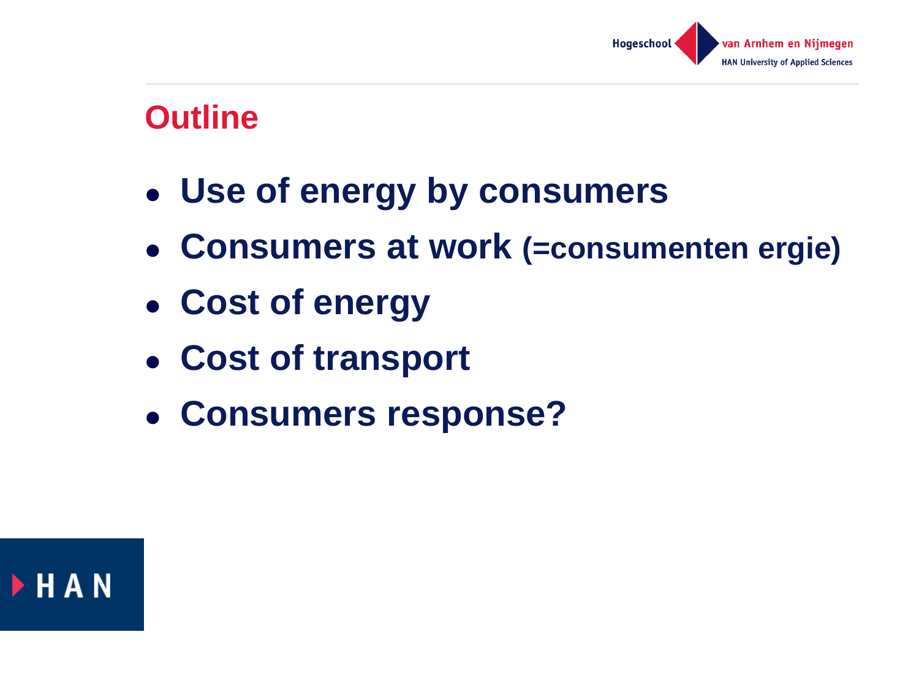## Outline

- **Use of energy by consumers**
- **Consumers at work (=consumenten ergie)**
- **Cost of energy**
- **Cost of transport**
- **Consumers response?**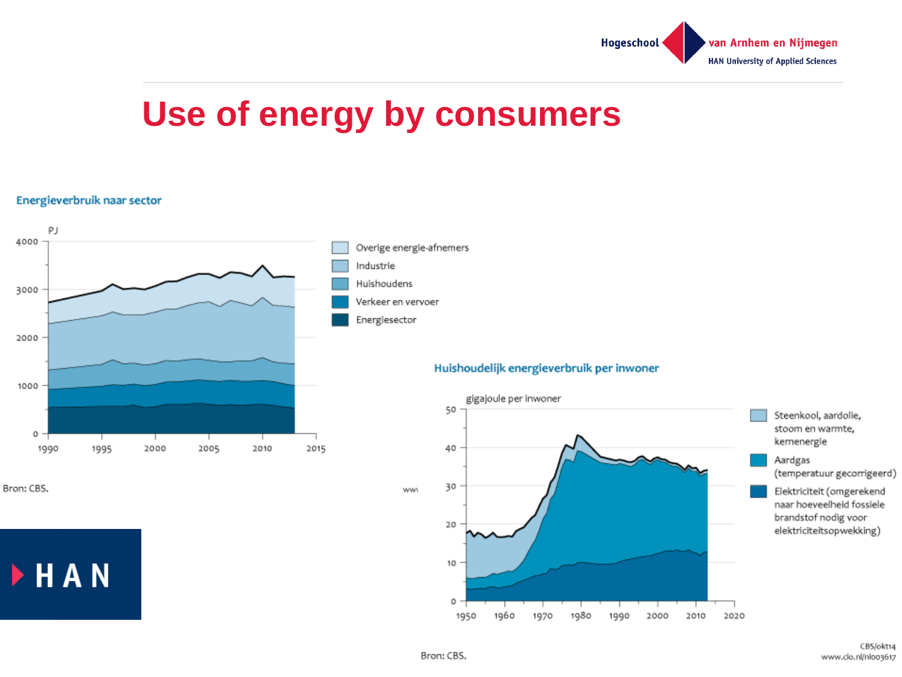# Use of energy by consumers

## Energieverbruik naar sector

PJ

- Overige energie-afnemers
- Industrie
- Huishoudens
- Verkeer en vervoer
- Energiesector

Bron: CBS.

## Huishoudelijk energieverbruik per inwoner

gigajoule per inwoner

- Steenkool, aardolie, stoom en warmte, kernenergie
- Aardgas (temperatuur gecorrigeerd)
- Elektriciteit (omgerekend naar hoeveelheid fossiele brandstof nodig voor elektriciteitsopwekking)

Bron: CBS.

CBS/okt14
www.clo.nl/nl003617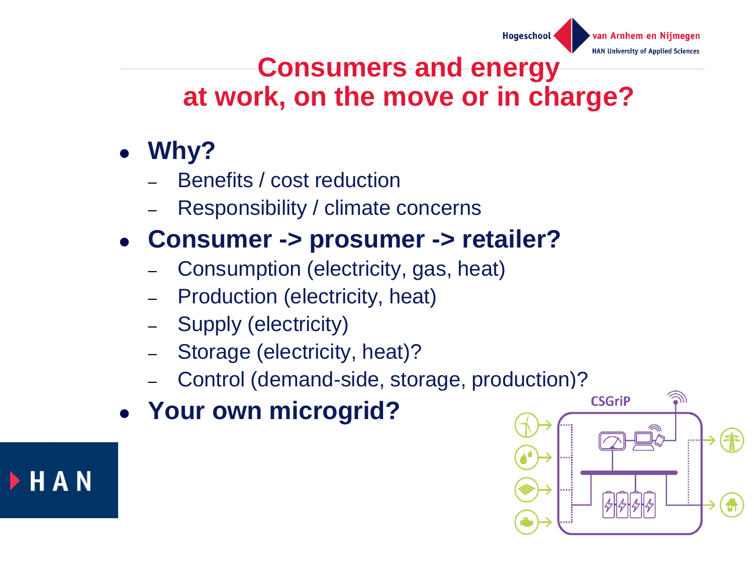# Consumers and energy at work, on the move or in charge?

- **Why?**
  - Benefits / cost reduction
  - Responsibility / climate concerns
- **Consumer -> prosumer -> retailer?**
  - Consumption (electricity, gas, heat)
  - Production (electricity, heat)
  - Supply (electricity)
  - Storage (electricity, heat)?
  - Control (demand-side, storage, production)?
- **Your own microgrid?**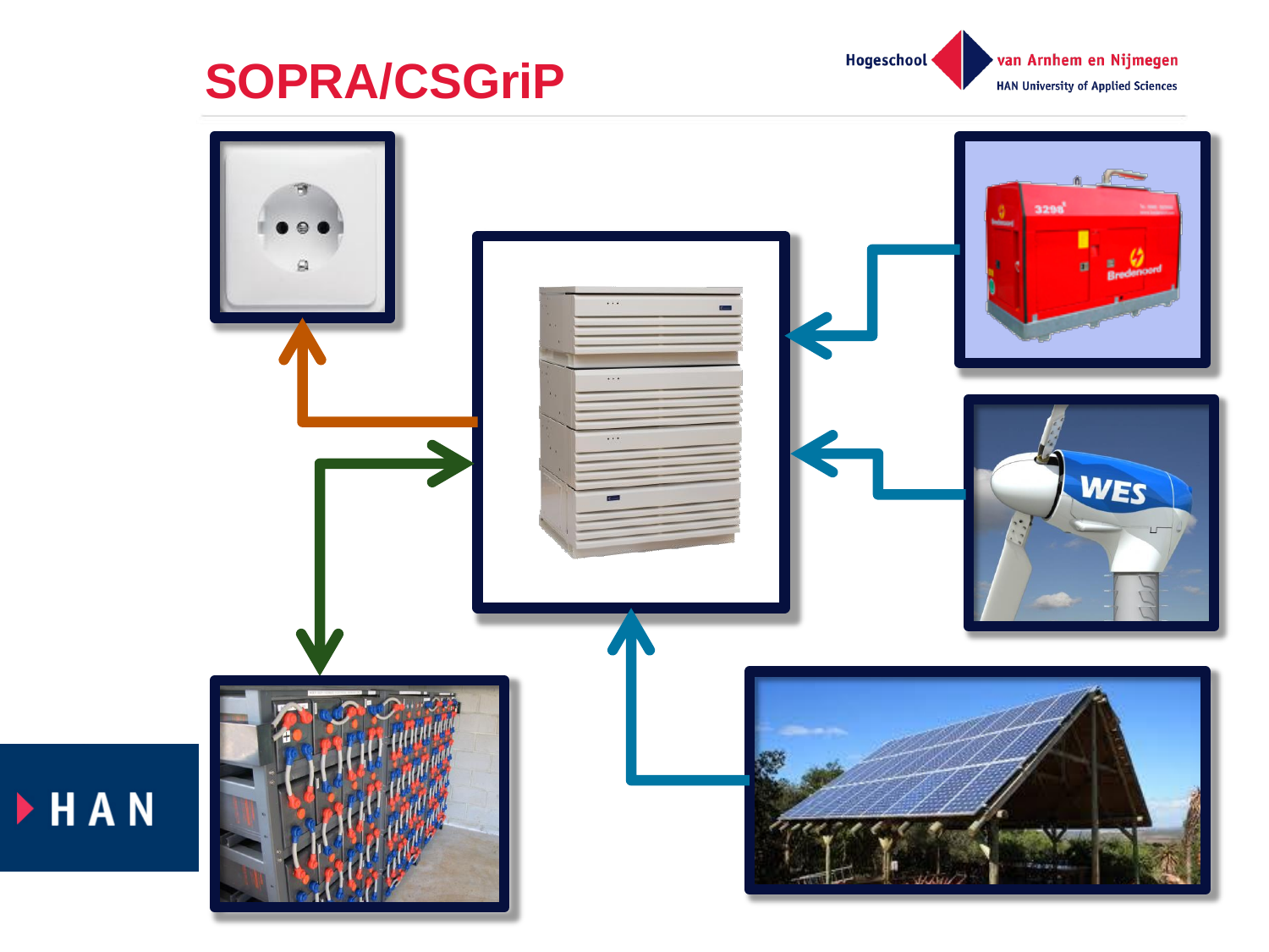# SOPRA/CSGriP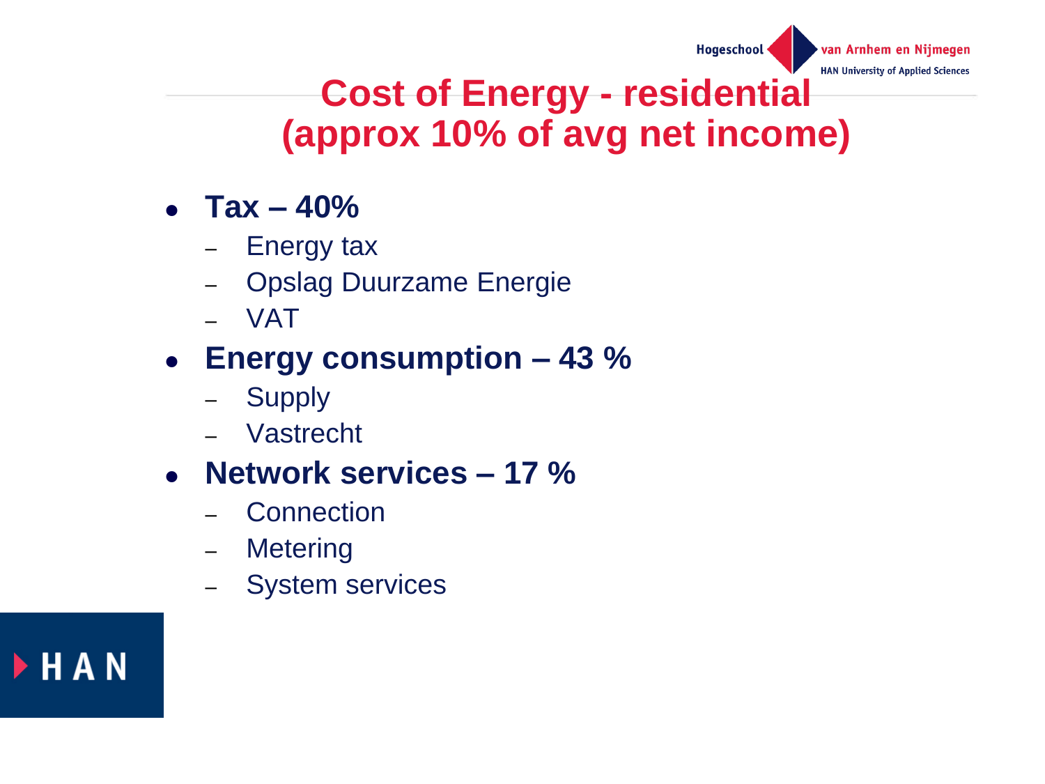# Cost of Energy - residential (approx 10% of avg net income)

- **Tax – 40%**
  - Energy tax
  - Opslag Duurzame Energie
  - VAT
- **Energy consumption – 43 %**
  - Supply
  - Vastrecht
- **Network services – 17 %**
  - Connection
  - Metering
  - System services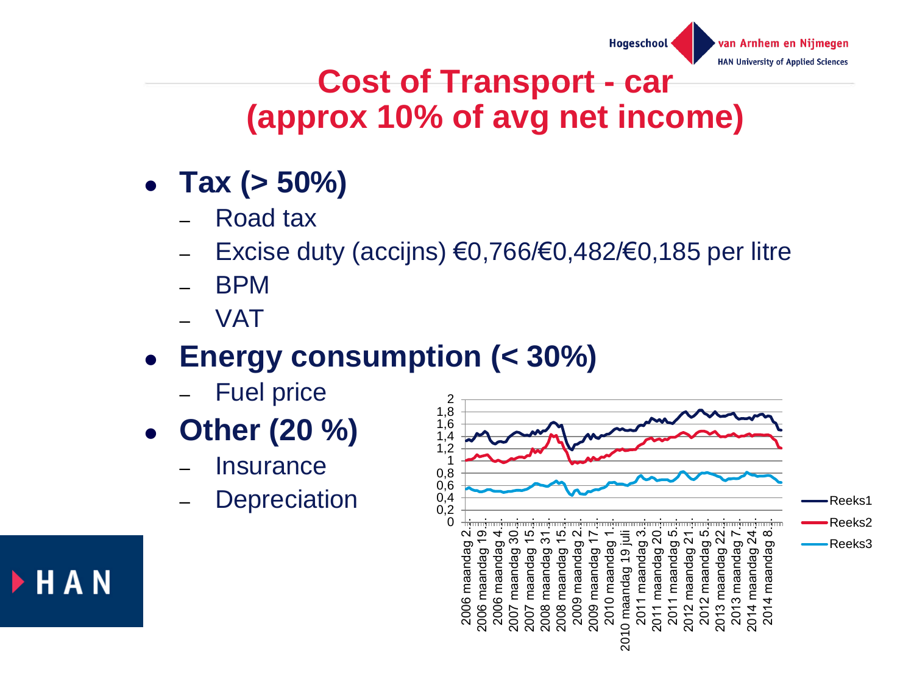# Cost of Transport - car (approx 10% of avg net income)

- **Tax (> 50%)**
  - Road tax
  - Excise duty (accijns) €0,766/€0,482/€0,185 per litre
  - BPM
  - VAT
- **Energy consumption (< 30%)**
  - Fuel price
- **Other (20 %)**
  - Insurance
  - Depreciation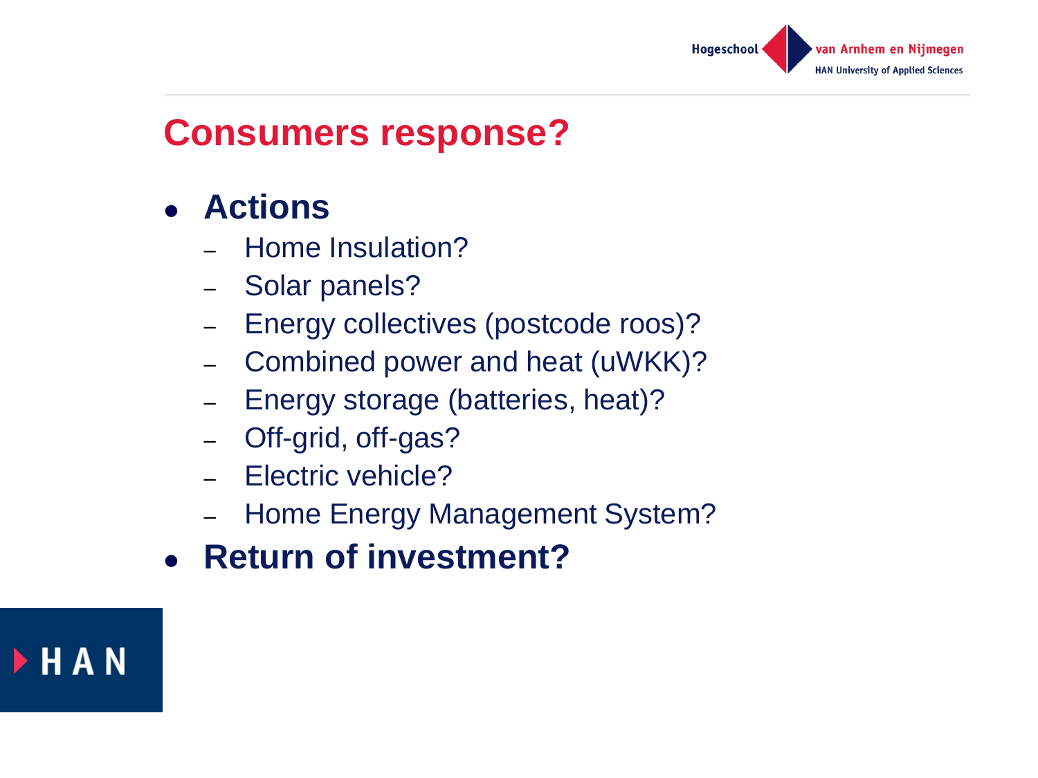# Consumers response?

- **Actions**
  - Home Insulation?
  - Solar panels?
  - Energy collectives (postcode roos)?
  - Combined power and heat (uWKK)?
  - Energy storage (batteries, heat)?
  - Off-grid, off-gas?
  - Electric vehicle?
  - Home Energy Management System?
- **Return of investment?**